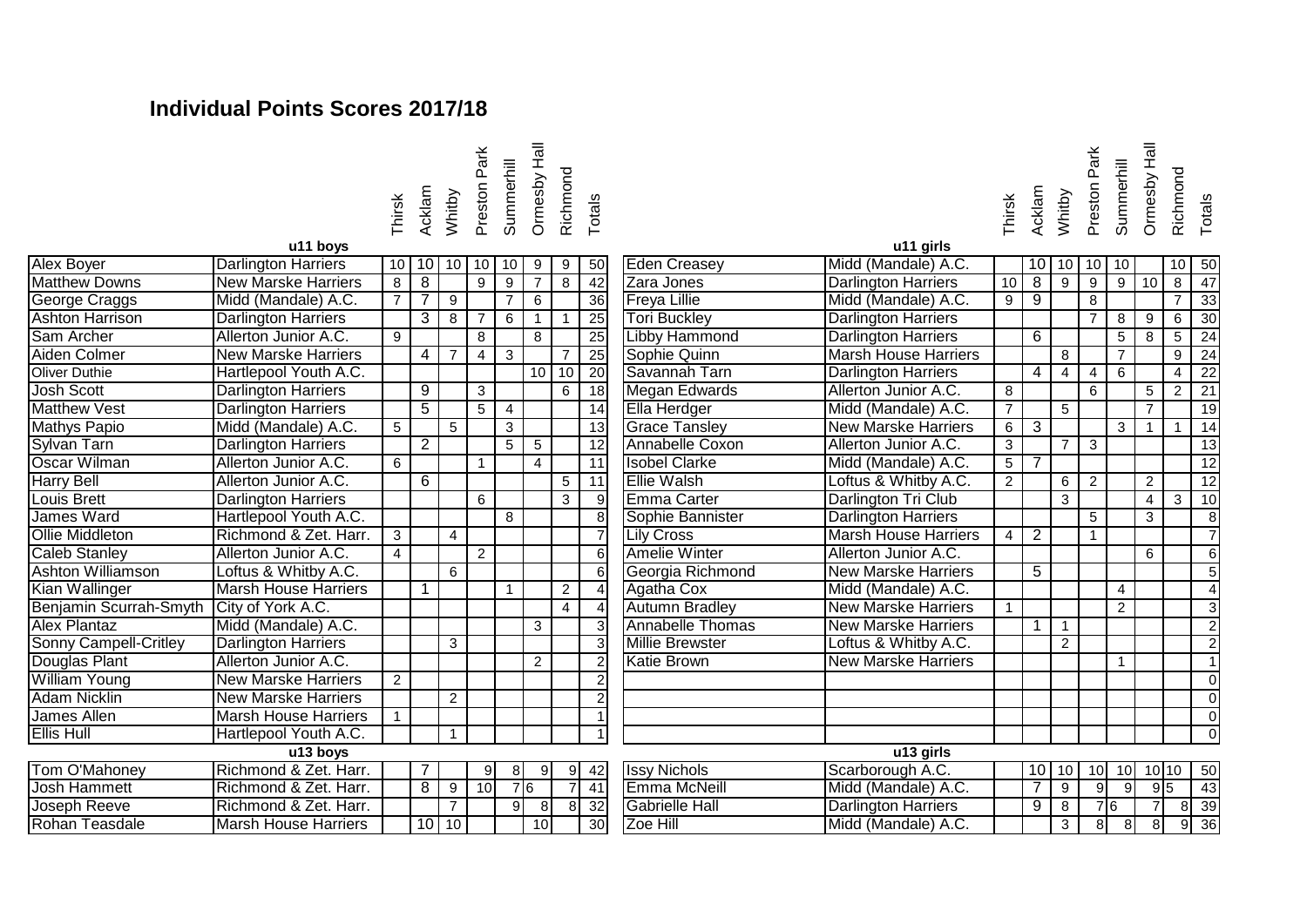# Individual Points Scores 2017/18

| u11 boys | | Thirsk | Acklam | Whitby | Preston Park | Summerhill | Ormesby Hall | Richmond | Totals |
|---|---|---|---|---|---|---|---|---|---|
| Alex Boyer | Darlington Harriers | 10 | 10 | 10 | 10 | 10 | 9 | 9 | 50 |
| Matthew Downs | New Marske Harriers | 8 | 8 | | 9 | 9 | 7 | 8 | 42 |
| George Craggs | Midd (Mandale) A.C. | 7 | 7 | 9 | | 7 | 6 | | 36 |
| Ashton Harrison | Darlington Harriers | | 3 | 8 | 7 | 6 | 1 | 1 | 25 |
| Sam Archer | Allerton Junior A.C. | 9 | | | 8 | | 8 | | 25 |
| Aiden Colmer | New Marske Harriers | | 4 | 7 | 4 | 3 | | 7 | 25 |
| Oliver Duthie | Hartlepool Youth A.C. | | | | | | 10 | 10 | 20 |
| Josh Scott | Darlington Harriers | | 9 | | 3 | | | 6 | 18 |
| Matthew Vest | Darlington Harriers | | 5 | | 5 | 4 | | | 14 |
| Mathys Papio | Midd (Mandale) A.C. | 5 | | 5 | | 3 | | | 13 |
| Sylvan Tarn | Darlington Harriers | | 2 | | | 5 | 5 | | 12 |
| Oscar Wilman | Allerton Junior A.C. | 6 | | | 1 | | 4 | | 11 |
| Harry Bell | Allerton Junior A.C. | | 6 | | | | | 5 | 11 |
| Louis Brett | Darlington Harriers | | | | 6 | | | 3 | 9 |
| James Ward | Hartlepool Youth A.C. | | | | | 8 | | | 8 |
| Ollie Middleton | Richmond & Zet. Harr. | 3 | | 4 | | | | | 7 |
| Caleb Stanley | Allerton Junior A.C. | 4 | | | 2 | | | | 6 |
| Ashton Williamson | Loftus & Whitby A.C. | | | 6 | | | | | 6 |
| Kian Wallinger | Marsh House Harriers | | 1 | | | 1 | | 2 | 4 |
| Benjamin Scurrah-Smyth | City of York A.C. | | | | | | | 4 | 4 |
| Alex Plantaz | Midd (Mandale) A.C. | | | | | | 3 | | 3 |
| Sonny Campell-Critley | Darlington Harriers | | | 3 | | | | | 3 |
| Douglas Plant | Allerton Junior A.C. | | | | | | 2 | | 2 |
| William Young | New Marske Harriers | 2 | | | | | | | 2 |
| Adam Nicklin | New Marske Harriers | | | 2 | | | | | 2 |
| James Allen | Marsh House Harriers | 1 | | | | | | | 1 |
| Ellis Hull | Hartlepool Youth A.C. | | | 1 | | | | | 1 |
| **u13 boys** | | | | | | | | | |
| Tom O'Mahoney | Richmond & Zet. Harr. | | 7 | | 9 | 8 | 9 | 9 | 42 |
| Josh Hammett | Richmond & Zet. Harr. | | 8 | 9 | 10 | 7 | 6 | 7 | 41 |
| Joseph Reeve | Richmond & Zet. Harr. | | | 7 | | 9 | 8 | 8 | 32 |
| Rohan Teasdale | Marsh House Harriers | | 10 | 10 | | | 10 | | 30 |

| u11 girls | | Thirsk | Acklam | Whitby | Preston Park | Summerhill | Ormesby Hall | Richmond | Totals |
|---|---|---|---|---|---|---|---|---|---|
| Eden Creasey | Midd (Mandale) A.C. | | 10 | 10 | 10 | 10 | | 10 | 50 |
| Zara Jones | Darlington Harriers | 10 | 8 | 9 | 9 | 9 | 10 | 8 | 47 |
| Freya Lillie | Midd (Mandale) A.C. | 9 | 9 | | 8 | | | 7 | 33 |
| Tori Buckley | Darlington Harriers | | | | 7 | 8 | 9 | 6 | 30 |
| Libby Hammond | Darlington Harriers | | 6 | | | 5 | 8 | 5 | 24 |
| Sophie Quinn | Marsh House Harriers | | | 8 | | 7 | | 9 | 24 |
| Savannah Tarn | Darlington Harriers | | 4 | 4 | 4 | 6 | | 4 | 22 |
| Megan Edwards | Allerton Junior A.C. | 8 | | | 6 | | 5 | 2 | 21 |
| Ella Herdger | Midd (Mandale) A.C. | 7 | | 5 | | | 7 | | 19 |
| Grace Tansley | New Marske Harriers | 6 | 3 | | | 3 | 1 | 1 | 14 |
| Annabelle Coxon | Allerton Junior A.C. | 3 | | 7 | 3 | | | | 13 |
| Isobel Clarke | Midd (Mandale) A.C. | 5 | 7 | | | | | | 12 |
| Ellie Walsh | Loftus & Whitby A.C. | 2 | | 6 | 2 | | 2 | | 12 |
| Emma Carter | Darlington Tri Club | | | 3 | | | 4 | 3 | 10 |
| Sophie Bannister | Darlington Harriers | | | | 5 | | 3 | | 8 |
| Lily Cross | Marsh House Harriers | 4 | 2 | | 1 | | | | 7 |
| Amelie Winter | Allerton Junior A.C. | | | | | | 6 | | 6 |
| Georgia Richmond | New Marske Harriers | | 5 | | | | | | 5 |
| Agatha Cox | Midd (Mandale) A.C. | | | | | 4 | | | 4 |
| Autumn Bradley | New Marske Harriers | 1 | | | | 2 | | | 3 |
| Annabelle Thomas | New Marske Harriers | | 1 | 1 | | | | | 2 |
| Millie Brewster | Loftus & Whitby A.C. | | | 2 | | | | | 2 |
| Katie Brown | New Marske Harriers | | | | | 1 | | | 1 |
| | | | | | | | | | 0 |
| | | | | | | | | | 0 |
| | | | | | | | | | 0 |
| | | | | | | | | | 0 |
| | | | | | | | | | 0 |
| **u13 girls** | | | | | | | | | |
| Issy Nichols | Scarborough A.C. | | 10 | 10 | 10 | 10 | 10 | 10 | 50 |
| Emma McNeill | Midd (Mandale) A.C. | | 7 | 9 | 9 | 9 | 9 | 5 | 43 |
| Gabrielle Hall | Darlington Harriers | | 9 | 8 | 7 | 6 | 7 | 8 | 39 |
| Zoe Hill | Midd (Mandale) A.C. | | | 3 | 8 | 8 | 8 | 9 | 36 |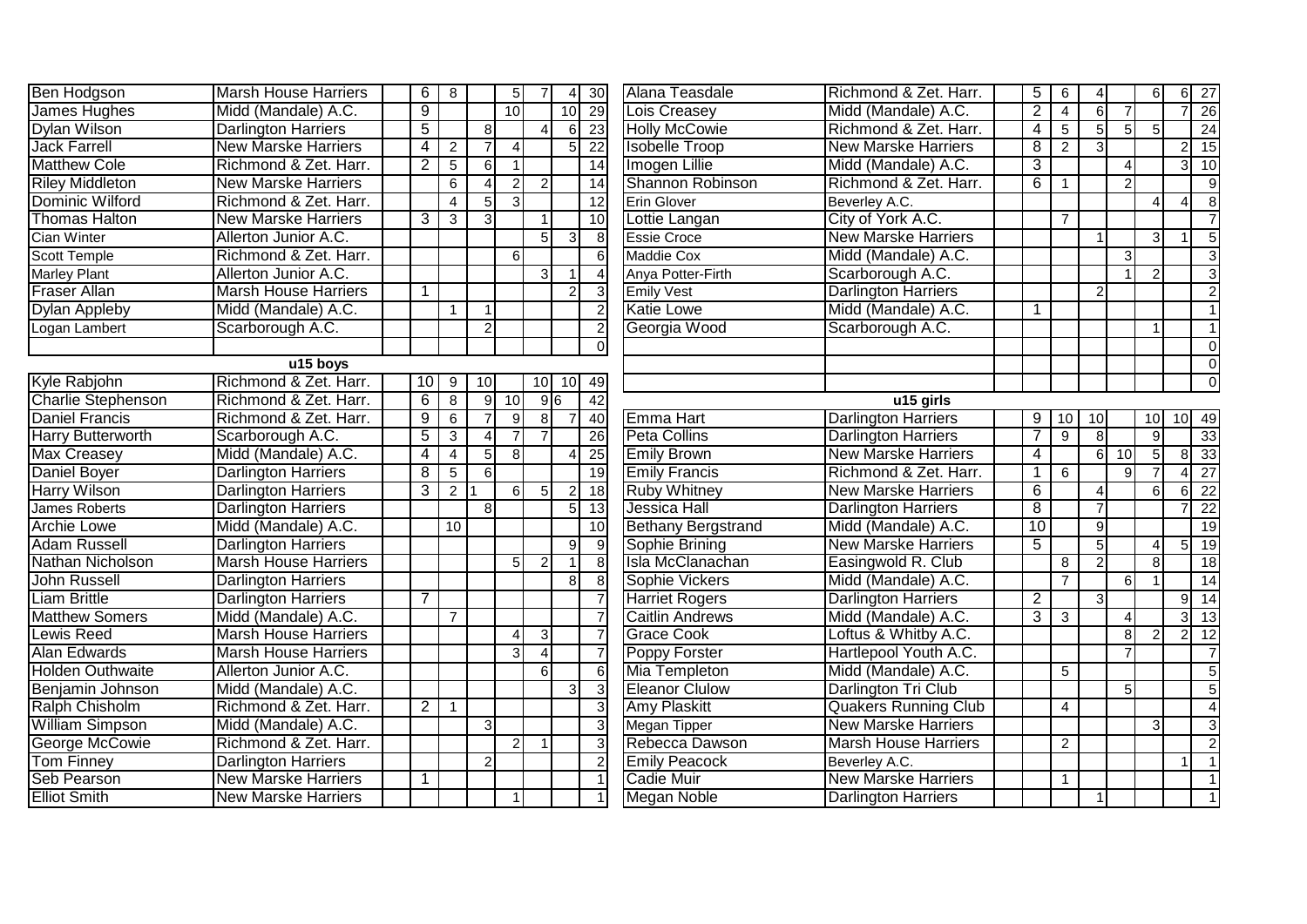| | | | | | | | | |
|---|---|---|---|---|---|---|---|---|
| Ben Hodgson | Marsh House Harriers | 6 | 8 | | 5 | 7 | 4 | 30 |
| James Hughes | Midd (Mandale) A.C. | 9 | | | 10 | | 10 | 29 |
| Dylan Wilson | Darlington Harriers | 5 | | 8 | | 4 | 6 | 23 |
| Jack Farrell | New Marske Harriers | 4 | 2 | 7 | 4 | | 5 | 22 |
| Matthew Cole | Richmond & Zet. Harr. | 2 | 5 | 6 | 1 | | | 14 |
| Riley Middleton | New Marske Harriers | | 6 | 4 | 2 | 2 | | 14 |
| Dominic Wilford | Richmond & Zet. Harr. | | 4 | 5 | 3 | | | 12 |
| Thomas Halton | New Marske Harriers | 3 | 3 | 3 | | 1 | | 10 |
| Cian Winter | Allerton Junior A.C. | | | | | 5 | 3 | 8 |
| Scott Temple | Richmond & Zet. Harr. | | | | 6 | | | 6 |
| Marley Plant | Allerton Junior A.C. | | | | | 3 | 1 | 4 |
| Fraser Allan | Marsh House Harriers | 1 | | | | | 2 | 3 |
| Dylan Appleby | Midd (Mandale) A.C. | | 1 | 1 | | | | 2 |
| Logan Lambert | Scarborough A.C. | | | 2 | | | | 2 |
| | | | | | | | | 0 |
| | **u15 boys** | | | | | | | |
| Kyle Rabjohn | Richmond & Zet. Harr. | 10 | 9 | 10 | | 10 | 10 | 49 |
| Charlie Stephenson | Richmond & Zet. Harr. | 6 | 8 | 9 | 10 | 9 | 6 | 42 |
| Daniel Francis | Richmond & Zet. Harr. | 9 | 6 | 7 | 9 | 8 | 7 | 40 |
| Harry Butterworth | Scarborough A.C. | 5 | 3 | 4 | 7 | 7 | | 26 |
| Max Creasey | Midd (Mandale) A.C. | 4 | 4 | 5 | 8 | | 4 | 25 |
| Daniel Boyer | Darlington Harriers | 8 | 5 | 6 | | | | 19 |
| Harry Wilson | Darlington Harriers | 3 | 2 | 1 | 6 | 5 | 2 | 18 |
| James Roberts | Darlington Harriers | | | 8 | | | 5 | 13 |
| Archie Lowe | Midd (Mandale) A.C. | | 10 | | | | | 10 |
| Adam Russell | Darlington Harriers | | | | | | 9 | 9 |
| Nathan Nicholson | Marsh House Harriers | | | | 5 | 2 | 1 | 8 |
| John Russell | Darlington Harriers | | | | | | 8 | 8 |
| Liam Brittle | Darlington Harriers | 7 | | | | | | 7 |
| Matthew Somers | Midd (Mandale) A.C. | | 7 | | | | | 7 |
| Lewis Reed | Marsh House Harriers | | | | 4 | 3 | | 7 |
| Alan Edwards | Marsh House Harriers | | | | 3 | 4 | | 7 |
| Holden Outhwaite | Allerton Junior A.C. | | | | | 6 | | 6 |
| Benjamin Johnson | Midd (Mandale) A.C. | | | | | | 3 | 3 |
| Ralph Chisholm | Richmond & Zet. Harr. | 2 | 1 | | | | | 3 |
| William Simpson | Midd (Mandale) A.C. | | | 3 | | | | 3 |
| George McCowie | Richmond & Zet. Harr. | | | | 2 | 1 | | 3 |
| Tom Finney | Darlington Harriers | | | 2 | | | | 2 |
| Seb Pearson | New Marske Harriers | 1 | | | | | | 1 |
| Elliot Smith | New Marske Harriers | | | | 1 | | | 1 |

| | | | | | | | | |
|---|---|---|---|---|---|---|---|---|
| Alana Teasdale | Richmond & Zet. Harr. | 5 | 6 | 4 | | 6 | 6 | 27 |
| Lois Creasey | Midd (Mandale) A.C. | 2 | 4 | 6 | 7 | | 7 | 26 |
| Holly McCowie | Richmond & Zet. Harr. | 4 | 5 | 5 | 5 | 5 | | 24 |
| Isobelle Troop | New Marske Harriers | 8 | 2 | 3 | | | 2 | 15 |
| Imogen Lillie | Midd (Mandale) A.C. | 3 | | | 4 | | 3 | 10 |
| Shannon Robinson | Richmond & Zet. Harr. | 6 | 1 | | 2 | | | 9 |
| Erin Glover | Beverley A.C. | | | | | 4 | 4 | 8 |
| Lottie Langan | City of York A.C. | | 7 | | | | | 7 |
| Essie Croce | New Marske Harriers | | | 1 | | 3 | 1 | 5 |
| Maddie Cox | Midd (Mandale) A.C. | | | | 3 | | | 3 |
| Anya Potter-Firth | Scarborough A.C. | | | | 1 | 2 | | 3 |
| Emily Vest | Darlington Harriers | | | 2 | | | | 2 |
| Katie Lowe | Midd (Mandale) A.C. | 1 | | | | | | 1 |
| Georgia Wood | Scarborough A.C. | | | | | 1 | | 1 |
| | | | | | | | | 0 |
| | | | | | | | | 0 |
| | | | | | | | | 0 |
| | **u15 girls** | | | | | | | |
| Emma Hart | Darlington Harriers | 9 | 10 | 10 | | 10 | 10 | 49 |
| Peta Collins | Darlington Harriers | 7 | 9 | 8 | | 9 | | 33 |
| Emily Brown | New Marske Harriers | 4 | | 6 | 10 | 5 | 8 | 33 |
| Emily Francis | Richmond & Zet. Harr. | 1 | 6 | | 9 | 7 | 4 | 27 |
| Ruby Whitney | New Marske Harriers | 6 | | 4 | | 6 | 6 | 22 |
| Jessica Hall | Darlington Harriers | 8 | | 7 | | | 7 | 22 |
| Bethany Bergstrand | Midd (Mandale) A.C. | 10 | | 9 | | | | 19 |
| Sophie Brining | New Marske Harriers | 5 | | 5 | | 4 | 5 | 19 |
| Isla McClanachan | Easingwold R. Club | | 8 | 2 | | 8 | | 18 |
| Sophie Vickers | Midd (Mandale) A.C. | | 7 | | 6 | 1 | | 14 |
| Harriet Rogers | Darlington Harriers | 2 | | 3 | | | 9 | 14 |
| Caitlin Andrews | Midd (Mandale) A.C. | 3 | 3 | | 4 | | 3 | 13 |
| Grace Cook | Loftus & Whitby A.C. | | | | 8 | 2 | 2 | 12 |
| Poppy Forster | Hartlepool Youth A.C. | | | | 7 | | | 7 |
| Mia Templeton | Midd (Mandale) A.C. | | 5 | | | | | 5 |
| Eleanor Clulow | Darlington Tri Club | | | | 5 | | | 5 |
| Amy Plaskitt | Quakers Running Club | | 4 | | | | | 4 |
| Megan Tipper | New Marske Harriers | | | | | 3 | | 3 |
| Rebecca Dawson | Marsh House Harriers | | 2 | | | | | 2 |
| Emily Peacock | Beverley A.C. | | | | | | 1 | 1 |
| Cadie Muir | New Marske Harriers | | 1 | | | | | 1 |
| Megan Noble | Darlington Harriers | | | 1 | | | | 1 |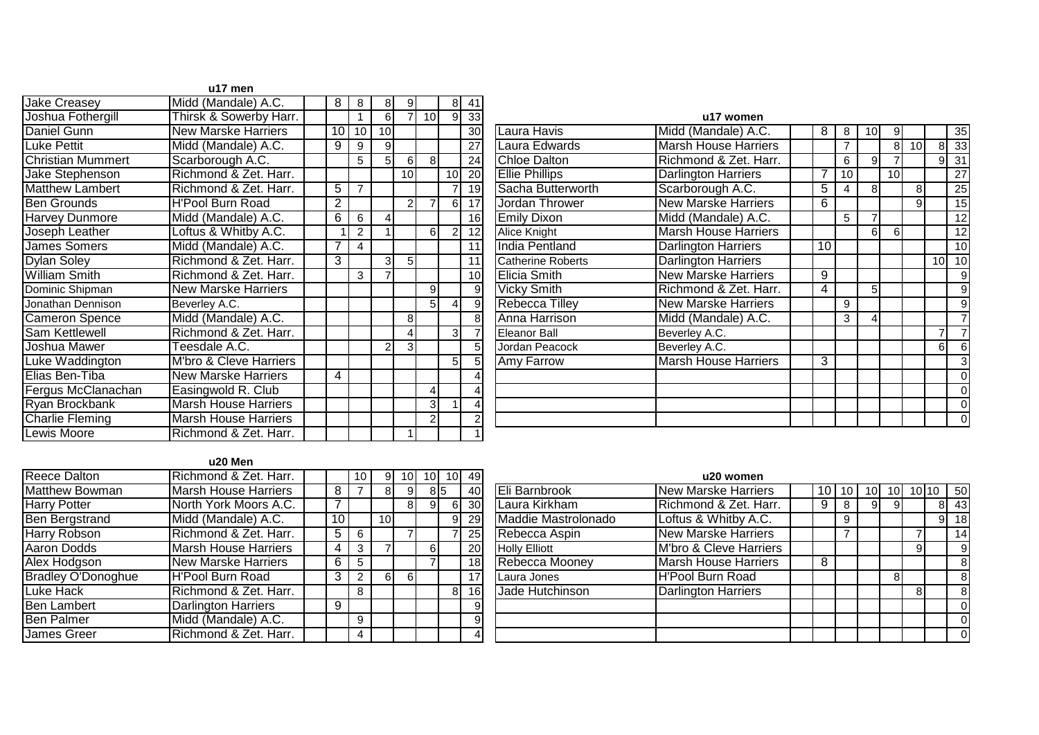**u17 men**

| Name | Club | | | | | | | Total |
|---|---|---|---|---|---|---|---|---|
| Jake Creasey | Midd (Mandale) A.C. | 8 | 8 | 8 | 9 | | 8 | 41 |
| Joshua Fothergill | Thirsk & Sowerby Harr. | | 1 | 6 | 7 | 10 | 9 | 33 |
| Daniel Gunn | New Marske Harriers | 10 | 10 | 10 | | | | 30 |
| Luke Pettit | Midd (Mandale) A.C. | 9 | 9 | 9 | | | | 27 |
| Christian Mummert | Scarborough A.C. | | 5 | 5 | 6 | 8 | | 24 |
| Jake Stephenson | Richmond & Zet. Harr. | | | | 10 | | 10 | 20 |
| Matthew Lambert | Richmond & Zet. Harr. | 5 | 7 | | | | 7 | 19 |
| Ben Grounds | H'Pool Burn Road | 2 | | | 2 | 7 | 6 | 17 |
| Harvey Dunmore | Midd (Mandale) A.C. | 6 | 6 | 4 | | | | 16 |
| Joseph Leather | Loftus & Whitby A.C. | 1 | 2 | 1 | | 6 | 2 | 12 |
| James Somers | Midd (Mandale) A.C. | 7 | 4 | | | | | 11 |
| Dylan Soley | Richmond & Zet. Harr. | 3 | | 3 | 5 | | | 11 |
| William Smith | Richmond & Zet. Harr. | | 3 | 7 | | | | 10 |
| Dominic Shipman | New Marske Harriers | | | | | 9 | | 9 |
| Jonathan Dennison | Beverley A.C. | | | | | 5 | 4 | 9 |
| Cameron Spence | Midd (Mandale) A.C. | | | | 8 | | | 8 |
| Sam Kettlewell | Richmond & Zet. Harr. | | | | 4 | | 3 | 7 |
| Joshua Mawer | Teesdale A.C. | | | 2 | 3 | | | 5 |
| Luke Waddington | M'bro & Cleve Harriers | | | | | | 5 | 5 |
| Elias Ben-Tiba | New Marske Harriers | 4 | | | | | | 4 |
| Fergus McClanachan | Easingwold R. Club | | | | | 4 | | 4 |
| Ryan Brockbank | Marsh House Harriers | | | | | 3 | 1 | 4 |
| Charlie Fleming | Marsh House Harriers | | | | | 2 | | 2 |
| Lewis Moore | Richmond & Zet. Harr. | | | | 1 | | | 1 |

**u17 women**

| Name | Club | | | | | | | Total |
|---|---|---|---|---|---|---|---|---|
| Laura Havis | Midd (Mandale) A.C. | 8 | 8 | 10 | 9 | | | 35 |
| Laura Edwards | Marsh House Harriers | | 7 | | 8 | 10 | 8 | 33 |
| Chloe Dalton | Richmond & Zet. Harr. | | 6 | 9 | 7 | | 9 | 31 |
| Ellie Phillips | Darlington Harriers | 7 | 10 | | 10 | | | 27 |
| Sacha Butterworth | Scarborough A.C. | 5 | 4 | 8 | | 8 | | 25 |
| Jordan Thrower | New Marske Harriers | 6 | | | | 9 | | 15 |
| Emily Dixon | Midd (Mandale) A.C. | | 5 | 7 | | | | 12 |
| Alice Knight | Marsh House Harriers | | | 6 | 6 | | | 12 |
| India Pentland | Darlington Harriers | 10 | | | | | | 10 |
| Catherine Roberts | Darlington Harriers | | | | | | 10 | 10 |
| Elicia Smith | New Marske Harriers | 9 | | | | | | 9 |
| Vicky Smith | Richmond & Zet. Harr. | 4 | | 5 | | | | 9 |
| Rebecca Tilley | New Marske Harriers | | 9 | | | | | 9 |
| Anna Harrison | Midd (Mandale) A.C. | | 3 | 4 | | | | 7 |
| Eleanor Ball | Beverley A.C. | | | | | | 7 | 7 |
| Jordan Peacock | Beverley A.C. | | | | | | 6 | 6 |
| Amy Farrow | Marsh House Harriers | 3 | | | | | | 3 |
| | | | | | | | | 0 |
| | | | | | | | | 0 |
| | | | | | | | | 0 |
| | | | | | | | | 0 |

**u20 Men**

| Name | Club | | | | | | | Total |
|---|---|---|---|---|---|---|---|---|
| Reece Dalton | Richmond & Zet. Harr. | | 10 | 9 | 10 | 10 | 10 | 49 |
| Matthew Bowman | Marsh House Harriers | 8 | 7 | 8 | 9 | 8 | 5 | 40 |
| Harry Potter | North York Moors A.C. | 7 | | | 8 | 9 | 6 | 30 |
| Ben Bergstrand | Midd (Mandale) A.C. | 10 | | 10 | | | 9 | 29 |
| Harry Robson | Richmond & Zet. Harr. | 5 | 6 | | 7 | | 7 | 25 |
| Aaron Dodds | Marsh House Harriers | 4 | 3 | 7 | | 6 | | 20 |
| Alex Hodgson | New Marske Harriers | 6 | 5 | | | 7 | | 18 |
| Bradley O'Donoghue | H'Pool Burn Road | 3 | 2 | 6 | 6 | | | 17 |
| Luke Hack | Richmond & Zet. Harr. | | 8 | | | | 8 | 16 |
| Ben Lambert | Darlington Harriers | 9 | | | | | | 9 |
| Ben Palmer | Midd (Mandale) A.C. | | 9 | | | | | 9 |
| James Greer | Richmond & Zet. Harr. | | 4 | | | | | 4 |

**u20 women**

| Name | Club | | | | | | | Total |
|---|---|---|---|---|---|---|---|---|
| Eli Barnbrook | New Marske Harriers | 10 | 10 | 10 | 10 | 10 | 10 | 50 |
| Laura Kirkham | Richmond & Zet. Harr. | 9 | 8 | 9 | 9 | | 8 | 43 |
| Maddie Mastrolonado | Loftus & Whitby A.C. | | 9 | | | | 9 | 18 |
| Rebecca Aspin | New Marske Harriers | | 7 | | | 7 | | 14 |
| Holly Elliott | M'bro & Cleve Harriers | | | | | 9 | | 9 |
| Rebecca Mooney | Marsh House Harriers | 8 | | | | | | 8 |
| Laura Jones | H'Pool Burn Road | | | | 8 | | | 8 |
| Jade Hutchinson | Darlington Harriers | | | | | 8 | | 8 |
| | | | | | | | | 0 |
| | | | | | | | | 0 |
| | | | | | | | | 0 |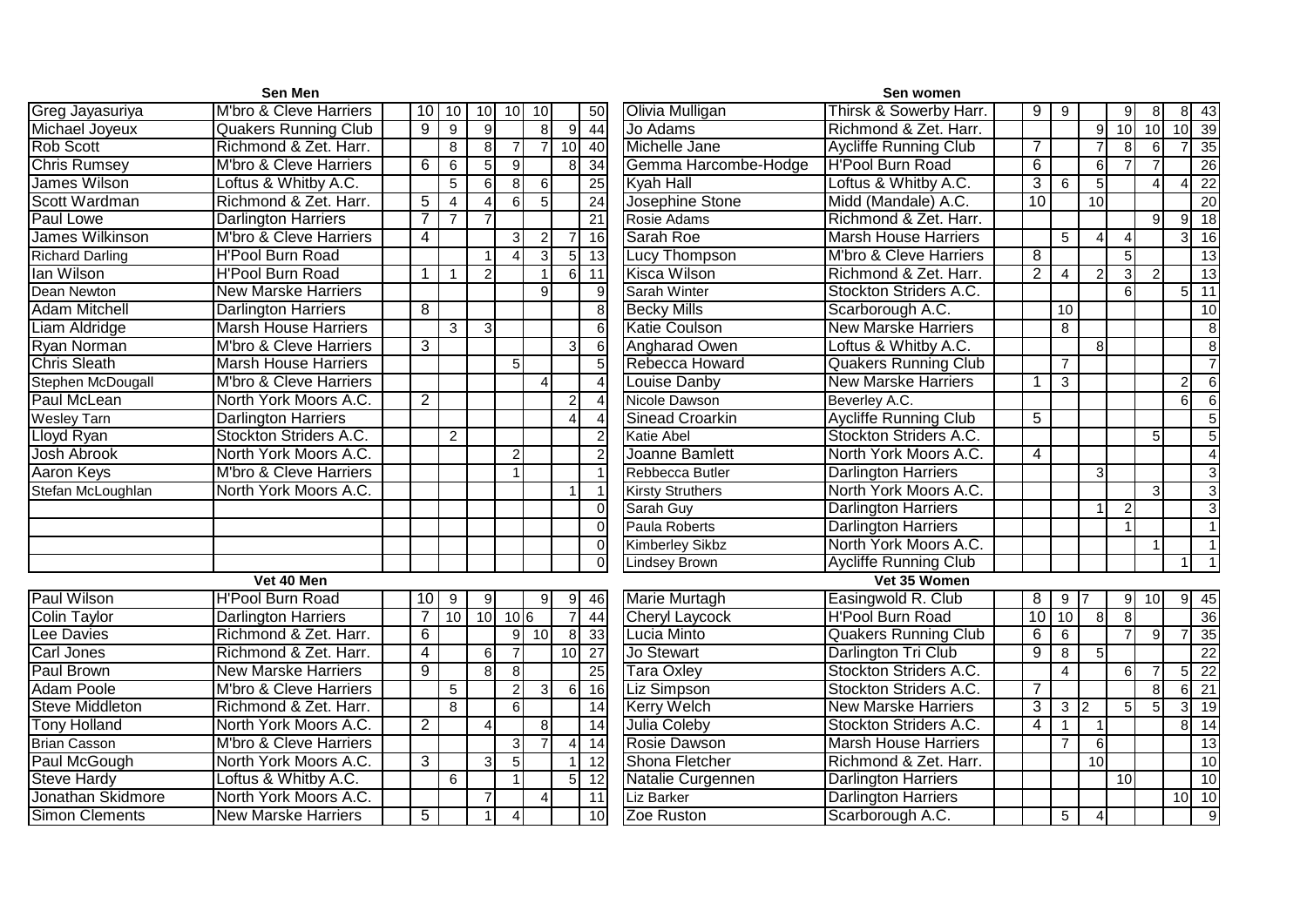## Sen Men

| Name | Club | | | | | | | Total |
|---|---|---|---|---|---|---|---|---|
| Greg Jayasuriya | M'bro & Cleve Harriers | 10 | 10 | 10 | 10 | 10 | | 50 |
| Michael Joyeux | Quakers Running Club | 9 | 9 | 9 | | 8 | 9 | 44 |
| Rob Scott | Richmond & Zet. Harr. | | 8 | 8 | 7 | 7 | 10 | 40 |
| Chris Rumsey | M'bro & Cleve Harriers | 6 | 6 | 5 | 9 | | 8 | 34 |
| James Wilson | Loftus & Whitby A.C. | | 5 | 6 | 8 | 6 | | 25 |
| Scott Wardman | Richmond & Zet. Harr. | 5 | 4 | 4 | 6 | 5 | | 24 |
| Paul Lowe | Darlington Harriers | 7 | 7 | 7 | | | | 21 |
| James Wilkinson | M'bro & Cleve Harriers | 4 | | | 3 | 2 | 7 | 16 |
| Richard Darling | H'Pool Burn Road | | | 1 | 4 | 3 | 5 | 13 |
| Ian Wilson | H'Pool Burn Road | 1 | 1 | 2 | | 1 | 6 | 11 |
| Dean Newton | New Marske Harriers | | | | | 9 | | 9 |
| Adam Mitchell | Darlington Harriers | 8 | | | | | | 8 |
| Liam Aldridge | Marsh House Harriers | | 3 | 3 | | | | 6 |
| Ryan Norman | M'bro & Cleve Harriers | 3 | | | | | 3 | 6 |
| Chris Sleath | Marsh House Harriers | | | | 5 | | | 5 |
| Stephen McDougall | M'bro & Cleve Harriers | | | | | 4 | | 4 |
| Paul McLean | North York Moors A.C. | 2 | | | | | 2 | 4 |
| Wesley Tarn | Darlington Harriers | | | | | | 4 | 4 |
| Lloyd Ryan | Stockton Striders A.C. | | 2 | | | | | 2 |
| Josh Abrook | North York Moors A.C. | | | | 2 | | | 2 |
| Aaron Keys | M'bro & Cleve Harriers | | | | 1 | | | 1 |
| Stefan McLoughlan | North York Moors A.C. | | | | | | 1 | 1 |
| | | | | | | | | 0 |
| | | | | | | | | 0 |
| | | | | | | | | 0 |
| | | | | | | | | 0 |

## Sen women

| Name | Club | | | | | | | Total |
|---|---|---|---|---|---|---|---|---|
| Olivia Mulligan | Thirsk & Sowerby Harr. | 9 | 9 | | 9 | 8 | 8 | 43 |
| Jo Adams | Richmond & Zet. Harr. | | | 9 | 10 | 10 | 10 | 39 |
| Michelle Jane | Aycliffe Running Club | 7 | | 7 | 8 | 6 | 7 | 35 |
| Gemma Harcombe-Hodge | H'Pool Burn Road | 6 | | 6 | 7 | 7 | | 26 |
| Kyah Hall | Loftus & Whitby A.C. | 3 | 6 | 5 | | 4 | 4 | 22 |
| Josephine Stone | Midd (Mandale) A.C. | 10 | | 10 | | | | 20 |
| Rosie Adams | Richmond & Zet. Harr. | | | | | 9 | 9 | 18 |
| Sarah Roe | Marsh House Harriers | | 5 | 4 | 4 | | 3 | 16 |
| Lucy Thompson | M'bro & Cleve Harriers | 8 | | | 5 | | | 13 |
| Kisca Wilson | Richmond & Zet. Harr. | 2 | 4 | 2 | 3 | 2 | | 13 |
| Sarah Winter | Stockton Striders A.C. | | | | 6 | | 5 | 11 |
| Becky Mills | Scarborough A.C. | | 10 | | | | | 10 |
| Katie Coulson | New Marske Harriers | | 8 | | | | | 8 |
| Angharad Owen | Loftus & Whitby A.C. | | | 8 | | | | 8 |
| Rebecca Howard | Quakers Running Club | | 7 | | | | | 7 |
| Louise Danby | New Marske Harriers | 1 | 3 | | | | 2 | 6 |
| Nicole Dawson | Beverley A.C. | | | | | | 6 | 6 |
| Sinead Croarkin | Aycliffe Running Club | 5 | | | | | | 5 |
| Katie Abel | Stockton Striders A.C. | | | | | 5 | | 5 |
| Joanne Bamlett | North York Moors A.C. | 4 | | | | | | 4 |
| Rebbecca Butler | Darlington Harriers | | | 3 | | | | 3 |
| Kirsty Struthers | North York Moors A.C. | | | | | 3 | | 3 |
| Sarah Guy | Darlington Harriers | | | 1 | 2 | | | 3 |
| Paula Roberts | Darlington Harriers | | | | 1 | | | 1 |
| Kimberley Sikbz | North York Moors A.C. | | | | | 1 | | 1 |
| Lindsey Brown | Aycliffe Running Club | | | | | | 1 | 1 |

## Vet 40 Men

| Name | Club | | | | | | | Total |
|---|---|---|---|---|---|---|---|---|
| Paul Wilson | H'Pool Burn Road | 10 | 9 | 9 | | 9 | 9 | 46 |
| Colin Taylor | Darlington Harriers | 7 | 10 | 10 | 10 | 6 | 7 | 44 |
| Lee Davies | Richmond & Zet. Harr. | 6 | | | 9 | 10 | 8 | 33 |
| Carl Jones | Richmond & Zet. Harr. | 4 | | 6 | 7 | | 10 | 27 |
| Paul Brown | New Marske Harriers | 9 | | 8 | 8 | | | 25 |
| Adam Poole | M'bro & Cleve Harriers | | 5 | | 2 | 3 | 6 | 16 |
| Steve Middleton | Richmond & Zet. Harr. | | 8 | | 6 | | | 14 |
| Tony Holland | North York Moors A.C. | 2 | | 4 | | 8 | | 14 |
| Brian Casson | M'bro & Cleve Harriers | | | | 3 | 7 | 4 | 14 |
| Paul McGough | North York Moors A.C. | 3 | | 3 | 5 | | 1 | 12 |
| Steve Hardy | Loftus & Whitby A.C. | | 6 | | 1 | | 5 | 12 |
| Jonathan Skidmore | North York Moors A.C. | | | 7 | | 4 | | 11 |
| Simon Clements | New Marske Harriers | 5 | | 1 | 4 | | | 10 |

## Vet 35 Women

| Name | Club | | | | | | | Total |
|---|---|---|---|---|---|---|---|---|
| Marie Murtagh | Easingwold R. Club | 8 | 9 | 7 | 9 | 10 | 9 | 45 |
| Cheryl Laycock | H'Pool Burn Road | 10 | 10 | 8 | 8 | | | 36 |
| Lucia Minto | Quakers Running Club | 6 | 6 | | 7 | 9 | 7 | 35 |
| Jo Stewart | Darlington Tri Club | 9 | 8 | 5 | | | | 22 |
| Tara Oxley | Stockton Striders A.C. | | 4 | | 6 | 7 | 5 | 22 |
| Liz Simpson | Stockton Striders A.C. | 7 | | | | 8 | 6 | 21 |
| Kerry Welch | New Marske Harriers | 3 | 3 | 2 | 5 | 5 | 3 | 19 |
| Julia Coleby | Stockton Striders A.C. | 4 | 1 | 1 | | | 8 | 14 |
| Rosie Dawson | Marsh House Harriers | | 7 | 6 | | | | 13 |
| Shona Fletcher | Richmond & Zet. Harr. | | | 10 | | | | 10 |
| Natalie Curgennen | Darlington Harriers | | | | 10 | | | 10 |
| Liz Barker | Darlington Harriers | | | | | | 10 | 10 |
| Zoe Ruston | Scarborough A.C. | | 5 | 4 | | | | 9 |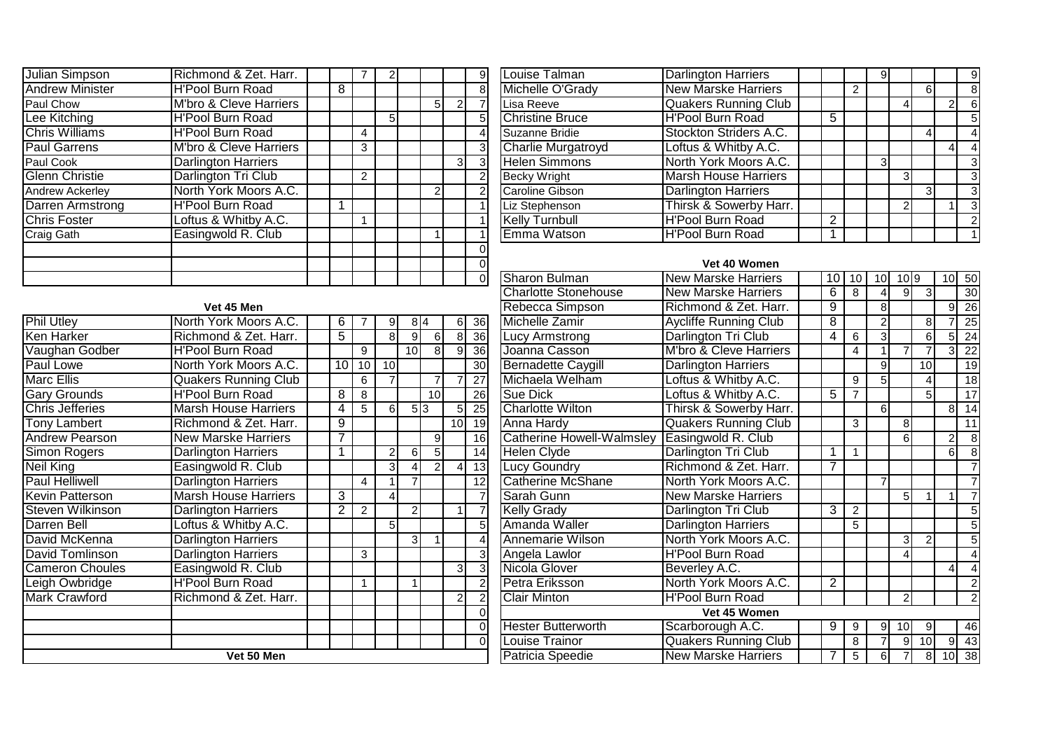| Name | Club | | | | | | | | | Total |
|---|---|---|---|---|---|---|---|---|---|---|
| Julian Simpson | Richmond & Zet. Harr. | | | 7 | 2 | | | | | 9 |
| Andrew Minister | H'Pool Burn Road | | 8 | | | | | | | 8 |
| Paul Chow | M'bro & Cleve Harriers | | | | | | 5 | 2 | | 7 |
| Lee Kitching | H'Pool Burn Road | | | | 5 | | | | | 5 |
| Chris Williams | H'Pool Burn Road | | | 4 | | | | | | 4 |
| Paul Garrens | M'bro & Cleve Harriers | | | 3 | | | | | | 3 |
| Paul Cook | Darlington Harriers | | | | | | | 3 | | 3 |
| Glenn Christie | Darlington Tri Club | | | 2 | | | | | | 2 |
| Andrew Ackerley | North York Moors A.C. | | | | | | 2 | | | 2 |
| Darren Armstrong | H'Pool Burn Road | | 1 | | | | | | | 1 |
| Chris Foster | Loftus & Whitby A.C. | | | 1 | | | | | | 1 |
| Craig Gath | Easingwold R. Club | | | | | | 1 | | | 1 |
| | | | | | | | | | | 0 |
| | | | | | | | | | | 0 |
| | | | | | | | | | | 0 |

**Vet 45 Men**

| Name | Club | | | | | | | | | Total |
|---|---|---|---|---|---|---|---|---|---|---|
| Phil Utley | North York Moors A.C. | | 6 | 7 | 9 | 8 | 4 | 6 | | 36 |
| Ken Harker | Richmond & Zet. Harr. | | 5 | | 8 | 9 | 6 | 8 | | 36 |
| Vaughan Godber | H'Pool Burn Road | | | 9 | | 10 | 8 | 9 | | 36 |
| Paul Lowe | North York Moors A.C. | | 10 | 10 | 10 | | | | | 30 |
| Marc Ellis | Quakers Running Club | | | 6 | 7 | | 7 | 7 | | 27 |
| Gary Grounds | H'Pool Burn Road | | 8 | 8 | | | 10 | | | 26 |
| Chris Jefferies | Marsh House Harriers | | 4 | 5 | 6 | 5 | 3 | 5 | | 25 |
| Tony Lambert | Richmond & Zet. Harr. | | 9 | | | | | 10 | | 19 |
| Andrew Pearson | New Marske Harriers | | 7 | | | | 9 | | | 16 |
| Simon Rogers | Darlington Harriers | | 1 | | 2 | 6 | 5 | | | 14 |
| Neil King | Easingwold R. Club | | | | 3 | 4 | 2 | 4 | | 13 |
| Paul Helliwell | Darlington Harriers | | | 4 | 1 | 7 | | | | 12 |
| Kevin Patterson | Marsh House Harriers | | 3 | | 4 | | | | | 7 |
| Steven Wilkinson | Darlington Harriers | | 2 | 2 | | 2 | | 1 | | 7 |
| Darren Bell | Loftus & Whitby A.C. | | | | 5 | | | | | 5 |
| David McKenna | Darlington Harriers | | | | | 3 | 1 | | | 4 |
| David Tomlinson | Darlington Harriers | | | 3 | | | | | | 3 |
| Cameron Choules | Easingwold R. Club | | | | | | | 3 | | 3 |
| Leigh Owbridge | H'Pool Burn Road | | | 1 | | 1 | | | | 2 |
| Mark Crawford | Richmond & Zet. Harr. | | | | | | | 2 | | 2 |
| | | | | | | | | | | 0 |
| | | | | | | | | | | 0 |

**Vet 50 Men**

| Name | Club | | | | | | | | | Total |
|---|---|---|---|---|---|---|---|---|---|---|
| Louise Talman | Darlington Harriers | | | | 9 | | | | | 9 |
| Michelle O'Grady | New Marske Harriers | | | 2 | | | 6 | | | 8 |
| Lisa Reeve | Quakers Running Club | | | | | 4 | | 2 | | 6 |
| Christine Bruce | H'Pool Burn Road | | 5 | | | | | | | 5 |
| Suzanne Bridie | Stockton Striders A.C. | | | | | | 4 | | | 4 |
| Charlie Murgatroyd | Loftus & Whitby A.C. | | | | | | | 4 | | 4 |
| Helen Simmons | North York Moors A.C. | | | | 3 | | | | | 3 |
| Becky Wright | Marsh House Harriers | | | | | 3 | | | | 3 |
| Caroline Gibson | Darlington Harriers | | | | | | 3 | | | 3 |
| Liz Stephenson | Thirsk & Sowerby Harr. | | | | | 2 | | 1 | | 3 |
| Kelly Turnbull | H'Pool Burn Road | | 2 | | | | | | | 2 |
| Emma Watson | H'Pool Burn Road | | 1 | | | | | | | 1 |

**Vet 40 Women**

| Name | Club | | | | | | | | | Total |
|---|---|---|---|---|---|---|---|---|---|---|
| Sharon Bulman | New Marske Harriers | | 10 | 10 | 10 | 10 | 9 | 10 | | 50 |
| Charlotte Stonehouse | New Marske Harriers | | 6 | 8 | 4 | 9 | 3 | | | 30 |
| Rebecca Simpson | Richmond & Zet. Harr. | | 9 | | 8 | | | 9 | | 26 |
| Michelle Zamir | Aycliffe Running Club | | 8 | | 2 | | 8 | 7 | | 25 |
| Lucy Armstrong | Darlington Tri Club | | 4 | 6 | 3 | | 6 | 5 | | 24 |
| Joanna Casson | M'bro & Cleve Harriers | | | 4 | 1 | 7 | 7 | 3 | | 22 |
| Bernadette Caygill | Darlington Harriers | | | | 9 | | 10 | | | 19 |
| Michaela Welham | Loftus & Whitby A.C. | | | 9 | 5 | | 4 | | | 18 |
| Sue Dick | Loftus & Whitby A.C. | | 5 | 7 | | | 5 | | | 17 |
| Charlotte Wilton | Thirsk & Sowerby Harr. | | | | 6 | | | 8 | | 14 |
| Anna Hardy | Quakers Running Club | | | 3 | | 8 | | | | 11 |
| Catherine Howell-Walmsley | Easingwold R. Club | | | | | 6 | | 2 | | 8 |
| Helen Clyde | Darlington Tri Club | | 1 | 1 | | | | 6 | | 8 |
| Lucy Goundry | Richmond & Zet. Harr. | | 7 | | | | | | | 7 |
| Catherine McShane | North York Moors A.C. | | | | 7 | | | | | 7 |
| Sarah Gunn | New Marske Harriers | | | | | 5 | 1 | 1 | | 7 |
| Kelly Grady | Darlington Tri Club | | 3 | 2 | | | | | | 5 |
| Amanda Waller | Darlington Harriers | | | 5 | | | | | | 5 |
| Annemarie Wilson | North York Moors A.C. | | | | | 3 | 2 | | | 5 |
| Angela Lawlor | H'Pool Burn Road | | | | | 4 | | | | 4 |
| Nicola Glover | Beverley A.C. | | | | | | | 4 | | 4 |
| Petra Eriksson | North York Moors A.C. | | 2 | | | | | | | 2 |
| Clair Minton | H'Pool Burn Road | | | | | 2 | | | | 2 |

**Vet 45 Women**

| Name | Club | | | | | | | | | Total |
|---|---|---|---|---|---|---|---|---|---|---|
| Hester Butterworth | Scarborough A.C. | | 9 | 9 | 9 | 10 | 9 | | | 46 |
| Louise Trainor | Quakers Running Club | | | 8 | 7 | 9 | 10 | 9 | | 43 |
| Patricia Speedie | New Marske Harriers | | 7 | 5 | 6 | 7 | 8 | 10 | | 38 |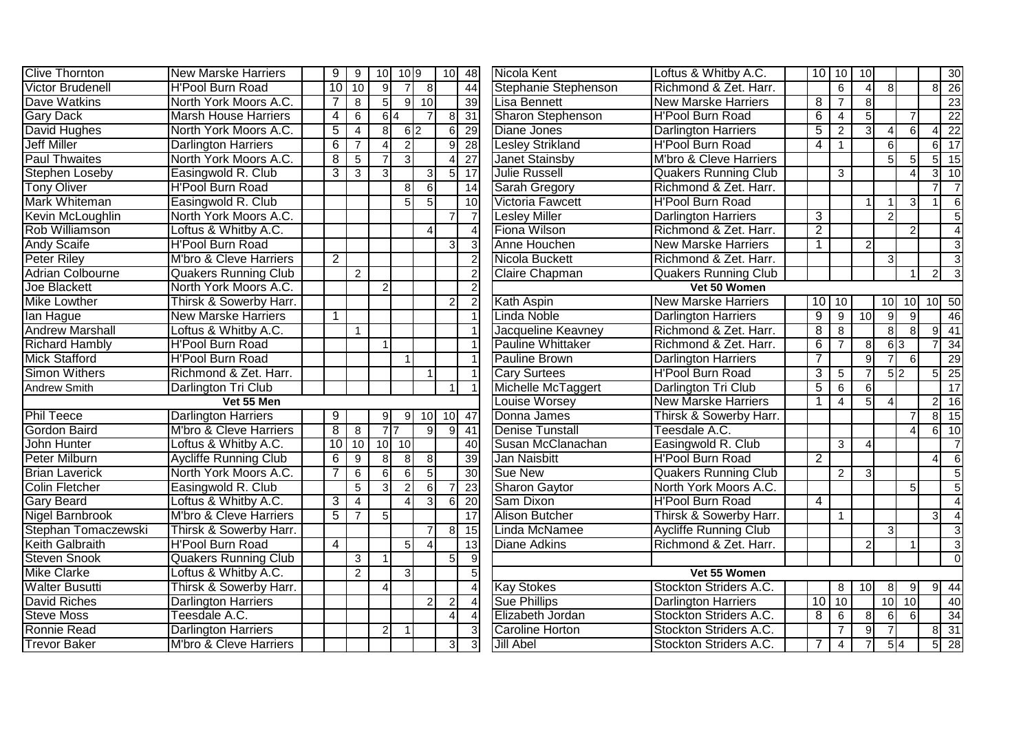| | | | | | | | | |
|---|---|---|---|---|---|---|---|---|
| Clive Thornton | New Marske Harriers | 9 | 9 | 10 | 10 | 9 | 10 | 48 |
| Victor Brudenell | H'Pool Burn Road | 10 | 10 | 9 | 7 | 8 | | 44 |
| Dave Watkins | North York Moors A.C. | 7 | 8 | 5 | 9 | 10 | | 39 |
| Gary Dack | Marsh House Harriers | 4 | 6 | 6 | 4 | 7 | 8 | 31 |
| David Hughes | North York Moors A.C. | 5 | 4 | 8 | 6 | 2 | 6 | 29 |
| Jeff Miller | Darlington Harriers | 6 | 7 | 4 | 2 | | 9 | 28 |
| Paul Thwaites | North York Moors A.C. | 8 | 5 | 7 | 3 | | 4 | 27 |
| Stephen Loseby | Easingwold R. Club | 3 | 3 | 3 | | 3 | 5 | 17 |
| Tony Oliver | H'Pool Burn Road | | | | 8 | 6 | | 14 |
| Mark Whiteman | Easingwold R. Club | | | | 5 | 5 | | 10 |
| Kevin McLoughlin | North York Moors A.C. | | | | | | 7 | 7 |
| Rob Williamson | Loftus & Whitby A.C. | | | | | 4 | | 4 |
| Andy Scaife | H'Pool Burn Road | | | | | | 3 | 3 |
| Peter Riley | M'bro & Cleve Harriers | 2 | | | | | | 2 |
| Adrian Colbourne | Quakers Running Club | | 2 | | | | | 2 |
| Joe Blackett | North York Moors A.C. | | | 2 | | | | 2 |
| Mike Lowther | Thirsk & Sowerby Harr. | | | | | | 2 | 2 |
| Ian Hague | New Marske Harriers | 1 | | | | | | 1 |
| Andrew Marshall | Loftus & Whitby A.C. | | 1 | | | | | 1 |
| Richard Hambly | H'Pool Burn Road | | | 1 | | | | 1 |
| Mick Stafford | H'Pool Burn Road | | | | 1 | | | 1 |
| Simon Withers | Richmond & Zet. Harr. | | | | | 1 | | 1 |
| Andrew Smith | Darlington Tri Club | | | | | | 1 | 1 |
| **Vet 55 Men** | | | | | | | | |
| Phil Teece | Darlington Harriers | 9 | | 9 | 9 | 10 | 10 | 47 |
| Gordon Baird | M'bro & Cleve Harriers | 8 | 8 | 7 | 7 | 9 | 9 | 41 |
| John Hunter | Loftus & Whitby A.C. | 10 | 10 | 10 | 10 | | | 40 |
| Peter Milburn | Aycliffe Running Club | 6 | 9 | 8 | 8 | 8 | | 39 |
| Brian Laverick | North York Moors A.C. | 7 | 6 | 6 | 6 | 5 | | 30 |
| Colin Fletcher | Easingwold R. Club | | 5 | 3 | 2 | 6 | 7 | 23 |
| Gary Beard | Loftus & Whitby A.C. | 3 | 4 | | 4 | 3 | 6 | 20 |
| Nigel Barnbrook | M'bro & Cleve Harriers | 5 | 7 | 5 | | | | 17 |
| Stephan Tomaczewski | Thirsk & Sowerby Harr. | | | | | 7 | 8 | 15 |
| Keith Galbraith | H'Pool Burn Road | 4 | | | 5 | 4 | | 13 |
| Steven Snook | Quakers Running Club | | 3 | 1 | | | 5 | 9 |
| Mike Clarke | Loftus & Whitby A.C. | | 2 | | 3 | | | 5 |
| Walter Busutti | Thirsk & Sowerby Harr. | | | 4 | | | | 4 |
| David Riches | Darlington Harriers | | | | | 2 | 2 | 4 |
| Steve Moss | Teesdale A.C. | | | | | | 4 | 4 |
| Ronnie Read | Darlington Harriers | | | 2 | 1 | | | 3 |
| Trevor Baker | M'bro & Cleve Harriers | | | | | | 3 | 3 |

| | | | | | | | | |
|---|---|---|---|---|---|---|---|---|
| Nicola Kent | Loftus & Whitby A.C. | 10 | 10 | 10 | | | | 30 |
| Stephanie Stephenson | Richmond & Zet. Harr. | | 6 | 4 | 8 | | 8 | 26 |
| Lisa Bennett | New Marske Harriers | 8 | 7 | 8 | | | | 23 |
| Sharon Stephenson | H'Pool Burn Road | 6 | 4 | 5 | | 7 | | 22 |
| Diane Jones | Darlington Harriers | 5 | 2 | 3 | 4 | 6 | 4 | 22 |
| Lesley Strikland | H'Pool Burn Road | 4 | 1 | | 6 | | 6 | 17 |
| Janet Stainsby | M'bro & Cleve Harriers | | | | 5 | 5 | 5 | 15 |
| Julie Russell | Quakers Running Club | | 3 | | | 4 | 3 | 10 |
| Sarah Gregory | Richmond & Zet. Harr. | | | | | | 7 | 7 |
| Victoria Fawcett | H'Pool Burn Road | | | 1 | 1 | 3 | 1 | 6 |
| Lesley Miller | Darlington Harriers | 3 | | | 2 | | | 5 |
| Fiona Wilson | Richmond & Zet. Harr. | 2 | | | | 2 | | 4 |
| Anne Houchen | New Marske Harriers | 1 | | 2 | | | | 3 |
| Nicola Buckett | Richmond & Zet. Harr. | | | | 3 | | | 3 |
| Claire Chapman | Quakers Running Club | | | | | 1 | 2 | 3 |
| **Vet 50 Women** | | | | | | | | |
| Kath Aspin | New Marske Harriers | 10 | 10 | | 10 | 10 | 10 | 50 |
| Linda Noble | Darlington Harriers | 9 | 9 | 10 | 9 | 9 | | 46 |
| Jacqueline Keavney | Richmond & Zet. Harr. | 8 | 8 | | 8 | 8 | 9 | 41 |
| Pauline Whittaker | Richmond & Zet. Harr. | 6 | 7 | 8 | 6 | 3 | 7 | 34 |
| Pauline Brown | Darlington Harriers | 7 | | 9 | 7 | 6 | | 29 |
| Cary Surtees | H'Pool Burn Road | 3 | 5 | 7 | 5 | 2 | 5 | 25 |
| Michelle McTaggert | Darlington Tri Club | 5 | 6 | 6 | | | | 17 |
| Louise Worsey | New Marske Harriers | 1 | 4 | 5 | 4 | | 2 | 16 |
| Donna James | Thirsk & Sowerby Harr. | | | | | 7 | 8 | 15 |
| Denise Tunstall | Teesdale A.C. | | | | | 4 | 6 | 10 |
| Susan McClanachan | Easingwold R. Club | | 3 | 4 | | | | 7 |
| Jan Naisbitt | H'Pool Burn Road | 2 | | | | | 4 | 6 |
| Sue New | Quakers Running Club | | 2 | 3 | | | | 5 |
| Sharon Gaytor | North York Moors A.C. | | | | | 5 | | 5 |
| Sam Dixon | H'Pool Burn Road | 4 | | | | | | 4 |
| Alison Butcher | Thirsk & Sowerby Harr. | | 1 | | | | 3 | 4 |
| Linda McNamee | Aycliffe Running Club | | | | 3 | | | 3 |
| Diane Adkins | Richmond & Zet. Harr. | | | 2 | | 1 | | 3 |
| | | | | | | | | 0 |
| **Vet 55 Women** | | | | | | | | |
| Kay Stokes | Stockton Striders A.C. | | 8 | 10 | 8 | 9 | 9 | 44 |
| Sue Phillips | Darlington Harriers | 10 | 10 | | 10 | 10 | | 40 |
| Elizabeth Jordan | Stockton Striders A.C. | 8 | 6 | 8 | 6 | 6 | | 34 |
| Caroline Horton | Stockton Striders A.C. | | 7 | 9 | 7 | | 8 | 31 |
| Jill Abel | Stockton Striders A.C. | 7 | 4 | 7 | 5 | 4 | 5 | 28 |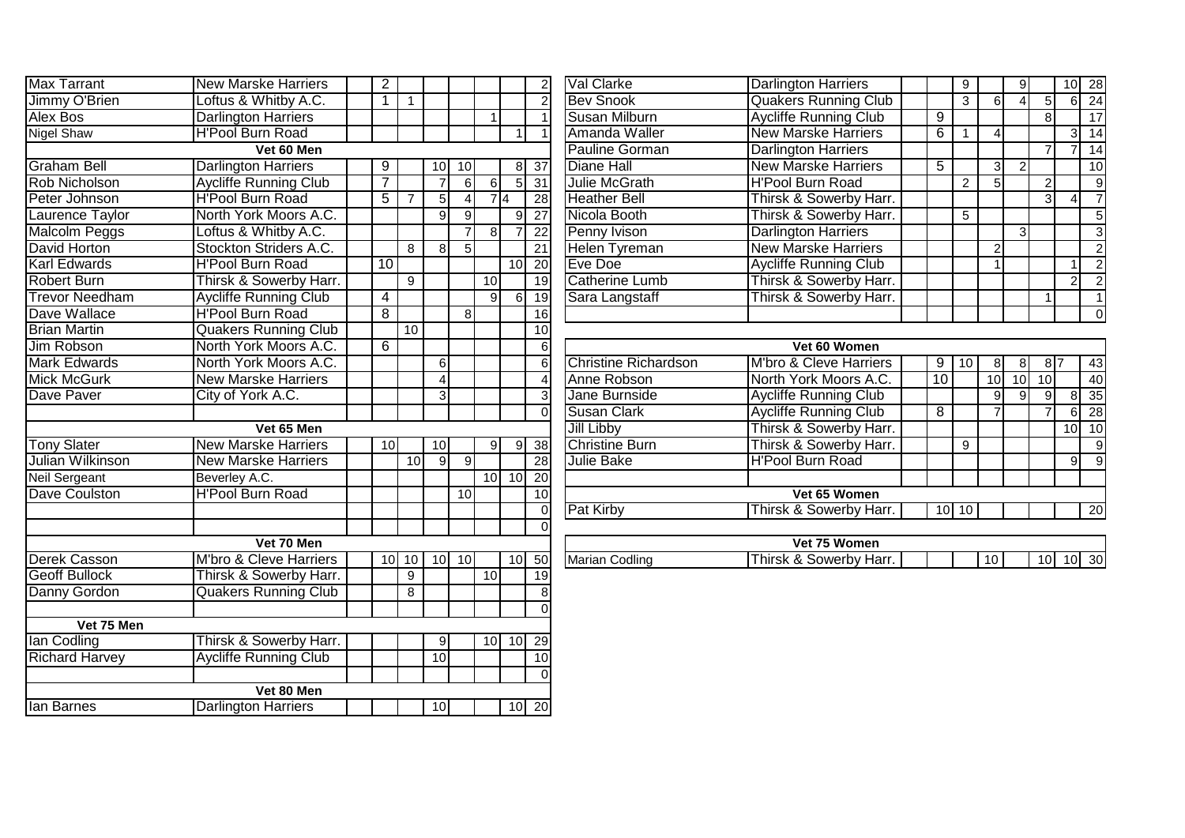| Name | Club | | | | | | | | Total |
|---|---|---|---|---|---|---|---|---|---|
| Max Tarrant | New Marske Harriers | | 2 | | | | | | 2 |
| Jimmy O'Brien | Loftus & Whitby A.C. | | 1 | 1 | | | | | 2 |
| Alex Bos | Darlington Harriers | | | | | | 1 | | 1 |
| Nigel Shaw | H'Pool Burn Road | | | | | | | 1 | 1 |
| **Vet 60 Men** | | | | | | | | | |
| Graham Bell | Darlington Harriers | | 9 | | 10 | 10 | | 8 | 37 |
| Rob Nicholson | Aycliffe Running Club | | 7 | | 7 | 6 | 6 | 5 | 31 |
| Peter Johnson | H'Pool Burn Road | | 5 | 7 | 5 | 4 | 7 | 4 | 28 |
| Laurence Taylor | North York Moors A.C. | | | | 9 | 9 | | 9 | 27 |
| Malcolm Peggs | Loftus & Whitby A.C. | | | | | 7 | 8 | 7 | 22 |
| David Horton | Stockton Striders A.C. | | | 8 | 8 | 5 | | | 21 |
| Karl Edwards | H'Pool Burn Road | | 10 | | | | | 10 | 20 |
| Robert Burn | Thirsk & Sowerby Harr. | | | 9 | | | 10 | | 19 |
| Trevor Needham | Aycliffe Running Club | | 4 | | | | 9 | 6 | 19 |
| Dave Wallace | H'Pool Burn Road | | 8 | | | 8 | | | 16 |
| Brian Martin | Quakers Running Club | | | 10 | | | | | 10 |
| Jim Robson | North York Moors A.C. | | 6 | | | | | | 6 |
| Mark Edwards | North York Moors A.C. | | | | 6 | | | | 6 |
| Mick McGurk | New Marske Harriers | | | | 4 | | | | 4 |
| Dave Paver | City of York A.C. | | | | 3 | | | | 3 |
| | | | | | | | | | 0 |
| **Vet 65 Men** | | | | | | | | | |
| Tony Slater | New Marske Harriers | | 10 | | 10 | | 9 | 9 | 38 |
| Julian Wilkinson | New Marske Harriers | | | 10 | 9 | 9 | | | 28 |
| Neil Sergeant | Beverley A.C. | | | | | | 10 | 10 | 20 |
| Dave Coulston | H'Pool Burn Road | | | | | 10 | | | 10 |
| | | | | | | | | | 0 |
| | | | | | | | | | 0 |
| **Vet 70 Men** | | | | | | | | | |
| Derek Casson | M'bro & Cleve Harriers | | 10 | 10 | 10 | 10 | | 10 | 50 |
| Geoff Bullock | Thirsk & Sowerby Harr. | | | 9 | | | 10 | | 19 |
| Danny Gordon | Quakers Running Club | | | 8 | | | | | 8 |
| | | | | | | | | | 0 |
| **Vet 75 Men** | | | | | | | | | |
| Ian Codling | Thirsk & Sowerby Harr. | | | | 9 | | 10 | 10 | 29 |
| Richard Harvey | Aycliffe Running Club | | | | 10 | | | | 10 |
| | | | | | | | | | 0 |
| **Vet 80 Men** | | | | | | | | | |
| Ian Barnes | Darlington Harriers | | | | 10 | | | 10 | 20 |

| Name | Club | | | | | | | | Total |
|---|---|---|---|---|---|---|---|---|---|
| Val Clarke | Darlington Harriers | | | 9 | | 9 | | 10 | 28 |
| Bev Snook | Quakers Running Club | | | 3 | 6 | 4 | 5 | 6 | 24 |
| Susan Milburn | Aycliffe Running Club | | 9 | | | | 8 | | 17 |
| Amanda Waller | New Marske Harriers | | 6 | 1 | 4 | | | 3 | 14 |
| Pauline Gorman | Darlington Harriers | | | | | | 7 | 7 | 14 |
| Diane Hall | New Marske Harriers | | 5 | | 3 | 2 | | | 10 |
| Julie McGrath | H'Pool Burn Road | | | 2 | 5 | | 2 | | 9 |
| Heather Bell | Thirsk & Sowerby Harr. | | | | | | 3 | 4 | 7 |
| Nicola Booth | Thirsk & Sowerby Harr. | | | 5 | | | | | 5 |
| Penny Ivison | Darlington Harriers | | | | | 3 | | | 3 |
| Helen Tyreman | New Marske Harriers | | | | 2 | | | | 2 |
| Eve Doe | Aycliffe Running Club | | | | 1 | | | 1 | 2 |
| Catherine Lumb | Thirsk & Sowerby Harr. | | | | | | | 2 | 2 |
| Sara Langstaff | Thirsk & Sowerby Harr. | | | | | | 1 | | 1 |
| | | | | | | | | | 0 |
| **Vet 60 Women** | | | | | | | | | |
| Christine Richardson | M'bro & Cleve Harriers | | 9 | 10 | 8 | 8 | 8 | 7 | 43 |
| Anne Robson | North York Moors A.C. | | 10 | | 10 | 10 | 10 | | 40 |
| Jane Burnside | Aycliffe Running Club | | | | 9 | 9 | 9 | 8 | 35 |
| Susan Clark | Aycliffe Running Club | | 8 | | 7 | | 7 | 6 | 28 |
| Jill Libby | Thirsk & Sowerby Harr. | | | | | | | 10 | 10 |
| Christine Burn | Thirsk & Sowerby Harr. | | | 9 | | | | | 9 |
| Julie Bake | H'Pool Burn Road | | | | | | | 9 | 9 |
| | | | | | | | | | |
| **Vet 65 Women** | | | | | | | | | |
| Pat Kirby | Thirsk & Sowerby Harr. | | 10 | 10 | | | | | 20 |
| **Vet 75 Women** | | | | | | | | | |
| Marian Codling | Thirsk & Sowerby Harr. | | | | 10 | | 10 | 10 | 30 |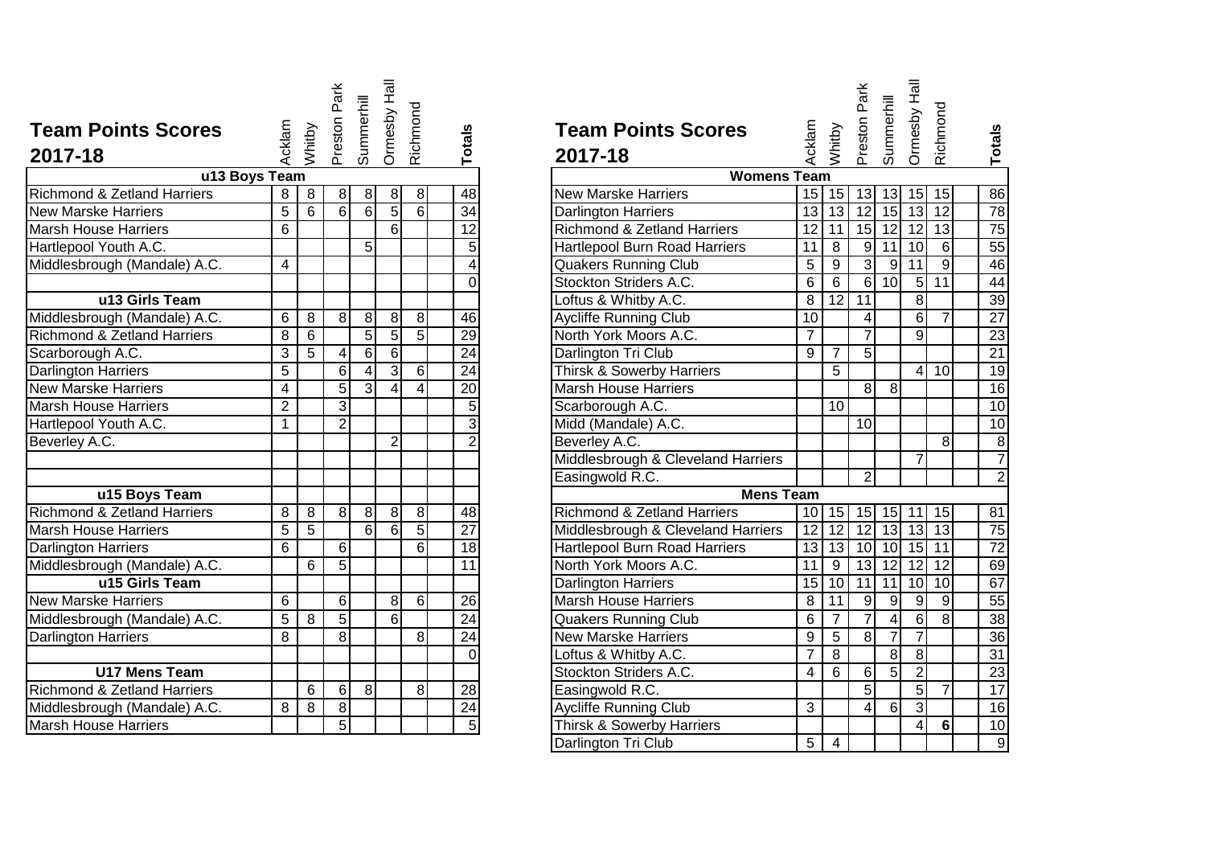# Team Points Scores 2017-18

| | Acklam | Whitby | Preston Park | Summerhill | Ormesby Hall | Richmond | Totals |
|---|---|---|---|---|---|---|---|
| **u13 Boys Team** | | | | | | | |
| Richmond & Zetland Harriers | 8 | 8 | 8 | 8 | 8 | 8 | 48 |
| New Marske Harriers | 5 | 6 | 6 | 6 | 5 | 6 | 34 |
| Marsh House Harriers | 6 | | | | 6 | | 12 |
| Hartlepool Youth A.C. | | | | 5 | | | 5 |
| Middlesbrough (Mandale) A.C. | 4 | | | | | | 4 |
| | | | | | | | 0 |
| **u13 Girls Team** | | | | | | | |
| Middlesbrough (Mandale) A.C. | 6 | 8 | 8 | 8 | 8 | 8 | 46 |
| Richmond & Zetland Harriers | 8 | 6 | | 5 | 5 | 5 | 29 |
| Scarborough A.C. | 3 | 5 | 4 | 6 | 6 | | 24 |
| Darlington Harriers | 5 | | 6 | 4 | 3 | 6 | 24 |
| New Marske Harriers | 4 | | 5 | 3 | 4 | 4 | 20 |
| Marsh House Harriers | 2 | | 3 | | | | 5 |
| Hartlepool Youth A.C. | 1 | | 2 | | | | 3 |
| Beverley A.C. | | | | | 2 | | 2 |
| | | | | | | | |
| | | | | | | | |
| **u15 Boys Team** | | | | | | | |
| Richmond & Zetland Harriers | 8 | 8 | 8 | 8 | 8 | 8 | 48 |
| Marsh House Harriers | 5 | 5 | | 6 | 6 | 5 | 27 |
| Darlington Harriers | 6 | | 6 | | | 6 | 18 |
| Middlesbrough (Mandale) A.C. | | 6 | 5 | | | | 11 |
| **u15 Girls Team** | | | | | | | |
| New Marske Harriers | 6 | | 6 | | 8 | 6 | 26 |
| Middlesbrough (Mandale) A.C. | 5 | 8 | 5 | | 6 | | 24 |
| Darlington Harriers | 8 | | 8 | | | 8 | 24 |
| | | | | | | | 0 |
| **U17 Mens Team** | | | | | | | |
| Richmond & Zetland Harriers | | 6 | 6 | 8 | | 8 | 28 |
| Middlesbrough (Mandale) A.C. | 8 | 8 | 8 | | | | 24 |
| Marsh House Harriers | | | 5 | | | | 5 |

# Team Points Scores 2017-18

| | Acklam | Whitby | Preston Park | Summerhill | Ormesby Hall | Richmond | Totals |
|---|---|---|---|---|---|---|---|
| **Womens Team** | | | | | | | |
| New Marske Harriers | 15 | 15 | 13 | 13 | 15 | 15 | 86 |
| Darlington Harriers | 13 | 13 | 12 | 15 | 13 | 12 | 78 |
| Richmond & Zetland Harriers | 12 | 11 | 15 | 12 | 12 | 13 | 75 |
| Hartlepool Burn Road Harriers | 11 | 8 | 9 | 11 | 10 | 6 | 55 |
| Quakers Running Club | 5 | 9 | 3 | 9 | 11 | 9 | 46 |
| Stockton Striders A.C. | 6 | 6 | 6 | 10 | 5 | 11 | 44 |
| Loftus & Whitby A.C. | 8 | 12 | 11 | | 8 | | 39 |
| Aycliffe Running Club | 10 | | 4 | | 6 | 7 | 27 |
| North York Moors A.C. | 7 | | 7 | | 9 | | 23 |
| Darlington Tri Club | 9 | 7 | 5 | | | | 21 |
| Thirsk & Sowerby Harriers | | 5 | | | 4 | 10 | 19 |
| Marsh House Harriers | | | 8 | 8 | | | 16 |
| Scarborough A.C. | | 10 | | | | | 10 |
| Midd (Mandale) A.C. | | | 10 | | | | 10 |
| Beverley A.C. | | | | | | 8 | 8 |
| Middlesbrough & Cleveland Harriers | | | | | 7 | | 7 |
| Easingwold R.C. | | | 2 | | | | 2 |
| **Mens Team** | | | | | | | |
| Richmond & Zetland Harriers | 10 | 15 | 15 | 15 | 11 | 15 | 81 |
| Middlesbrough & Cleveland Harriers | 12 | 12 | 12 | 13 | 13 | 13 | 75 |
| Hartlepool Burn Road Harriers | 13 | 13 | 10 | 10 | 15 | 11 | 72 |
| North York Moors A.C. | 11 | 9 | 13 | 12 | 12 | 12 | 69 |
| Darlington Harriers | 15 | 10 | 11 | 11 | 10 | 10 | 67 |
| Marsh House Harriers | 8 | 11 | 9 | 9 | 9 | 9 | 55 |
| Quakers Running Club | 6 | 7 | 7 | 4 | 6 | 8 | 38 |
| New Marske Harriers | 9 | 5 | 8 | 7 | 7 | | 36 |
| Loftus & Whitby A.C. | 7 | 8 | | 8 | 8 | | 31 |
| Stockton Striders A.C. | 4 | 6 | 6 | 5 | 2 | | 23 |
| Easingwold R.C. | | | 5 | | 5 | 7 | 17 |
| Aycliffe Running Club | 3 | | 4 | 6 | 3 | | 16 |
| Thirsk & Sowerby Harriers | | | | | 4 | **6** | 10 |
| Darlington Tri Club | 5 | 4 | | | | | 9 |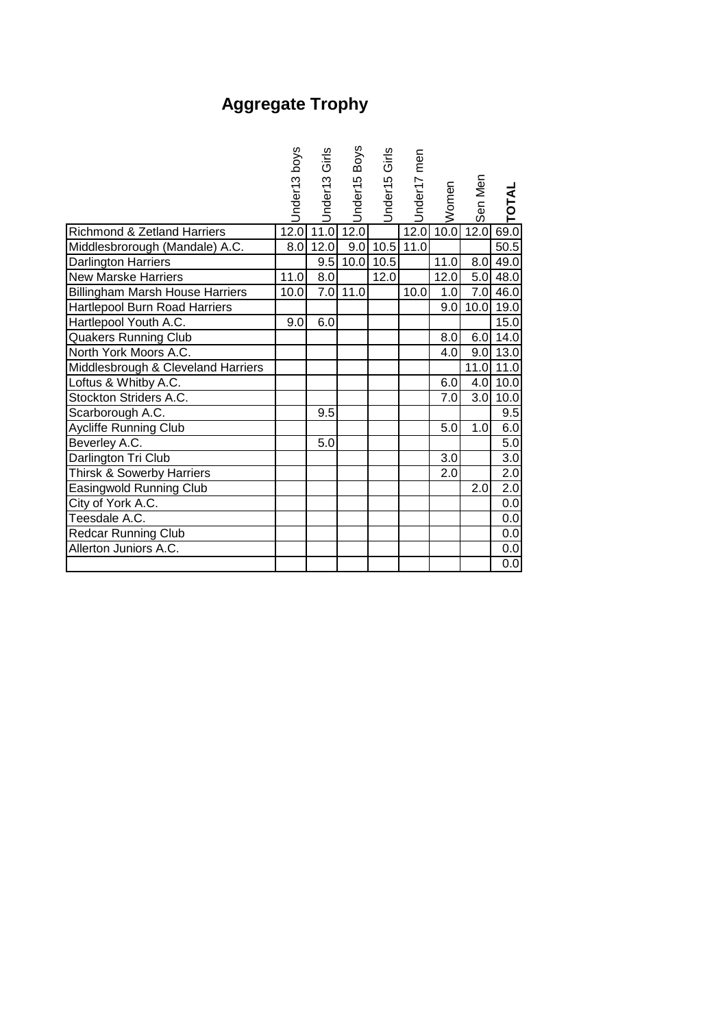# Aggregate Trophy

| | Under13 boys | Under13 Girls | Under15 Boys | Under15 Girls | Under17 men | Women | Sen Men | **TOTAL** |
|---|---|---|---|---|---|---|---|---|
| Richmond & Zetland Harriers | 12.0 | 11.0 | 12.0 | | 12.0 | 10.0 | 12.0 | 69.0 |
| Middlesbrorough (Mandale) A.C. | 8.0 | 12.0 | 9.0 | 10.5 | 11.0 | | | 50.5 |
| Darlington Harriers | | 9.5 | 10.0 | 10.5 | | 11.0 | 8.0 | 49.0 |
| New Marske Harriers | 11.0 | 8.0 | | 12.0 | | 12.0 | 5.0 | 48.0 |
| Billingham Marsh House Harriers | 10.0 | 7.0 | 11.0 | | 10.0 | 1.0 | 7.0 | 46.0 |
| Hartlepool Burn Road Harriers | | | | | | 9.0 | 10.0 | 19.0 |
| Hartlepool Youth A.C. | 9.0 | 6.0 | | | | | | 15.0 |
| Quakers Running Club | | | | | | 8.0 | 6.0 | 14.0 |
| North York Moors A.C. | | | | | | 4.0 | 9.0 | 13.0 |
| Middlesbrough & Cleveland Harriers | | | | | | | 11.0 | 11.0 |
| Loftus & Whitby A.C. | | | | | | 6.0 | 4.0 | 10.0 |
| Stockton Striders A.C. | | | | | | 7.0 | 3.0 | 10.0 |
| Scarborough A.C. | | 9.5 | | | | | | 9.5 |
| Aycliffe Running Club | | | | | | 5.0 | 1.0 | 6.0 |
| Beverley A.C. | | 5.0 | | | | | | 5.0 |
| Darlington Tri Club | | | | | | 3.0 | | 3.0 |
| Thirsk & Sowerby Harriers | | | | | | 2.0 | | 2.0 |
| Easingwold Running Club | | | | | | | 2.0 | 2.0 |
| City of York A.C. | | | | | | | | 0.0 |
| Teesdale A.C. | | | | | | | | 0.0 |
| Redcar Running Club | | | | | | | | 0.0 |
| Allerton Juniors A.C. | | | | | | | | 0.0 |
| | | | | | | | | 0.0 |